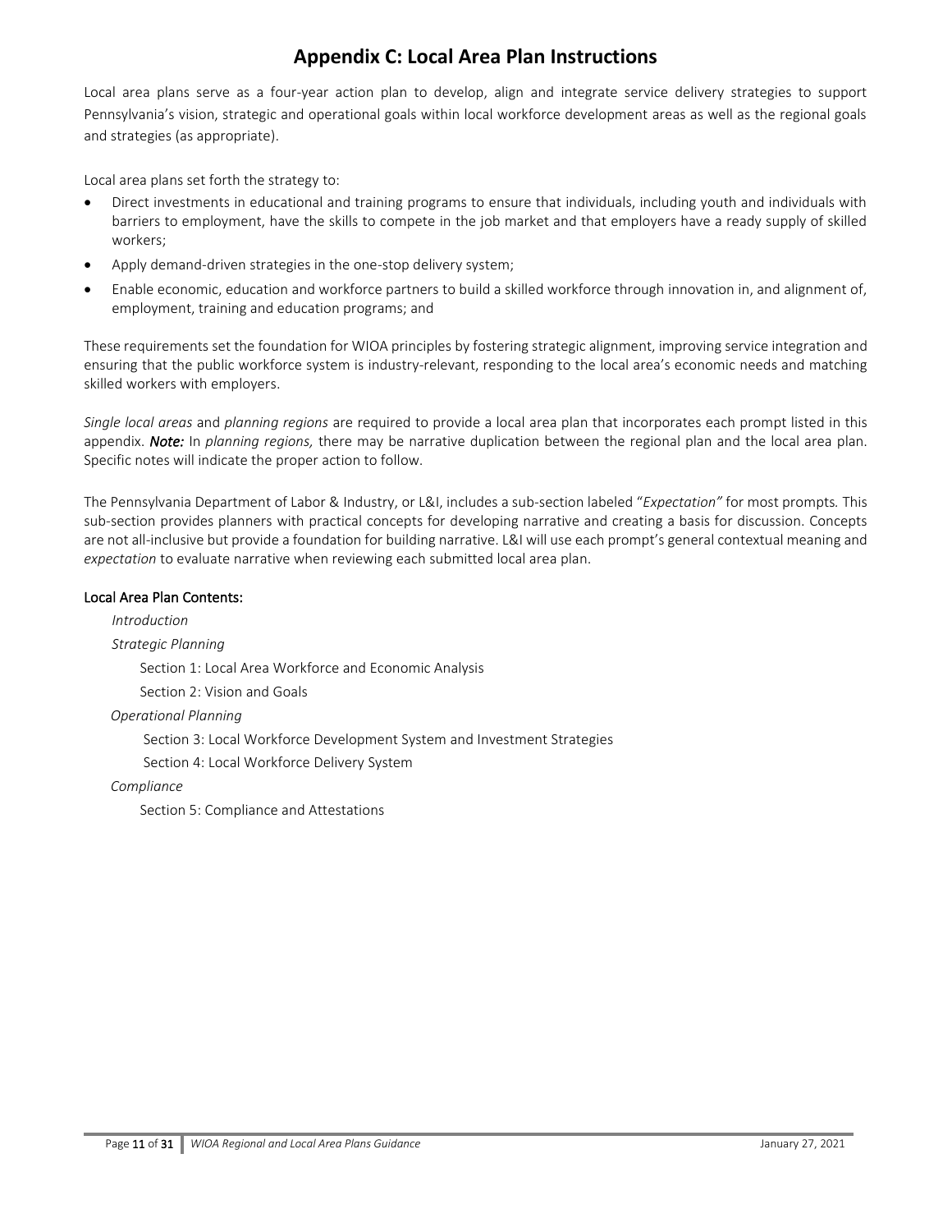# Appendix C: Local Area Plan Instructions

Local area plans serve as a four-year action plan to develop, align and integrate service delivery strategies to support Pennsylvania's vision, strategic and operational goals within local workforce development areas as well as the regional goals and strategies (as appropriate).

Local area plans set forth the strategy to:

- Direct investments in educational and training programs to ensure that individuals, including youth and individuals with barriers to employment, have the skills to compete in the job market and that employers have a ready supply of skilled workers;
- Apply demand-driven strategies in the one-stop delivery system;
- Enable economic, education and workforce partners to build a skilled workforce through innovation in, and alignment of, employment, training and education programs; and

These requirements set the foundation for WIOA principles by fostering strategic alignment, improving service integration and ensuring that the public workforce system is industry-relevant, responding to the local area's economic needs and matching skilled workers with employers.

*Single local areas* and *planning regions* are required to provide a local area plan that incorporates each prompt listed in this appendix. ***Note:*** In *planning regions,* there may be narrative duplication between the regional plan and the local area plan. Specific notes will indicate the proper action to follow.

The Pennsylvania Department of Labor & Industry, or L&I, includes a sub-section labeled "*Expectation"* for most prompts. This sub-section provides planners with practical concepts for developing narrative and creating a basis for discussion. Concepts are not all-inclusive but provide a foundation for building narrative. L&I will use each prompt's general contextual meaning and *expectation* to evaluate narrative when reviewing each submitted local area plan.

**Local Area Plan Contents:**

*Introduction*

*Strategic Planning*

- Section 1: Local Area Workforce and Economic Analysis
- Section 2: Vision and Goals

*Operational Planning*

- Section 3: Local Workforce Development System and Investment Strategies
- Section 4: Local Workforce Delivery System

*Compliance*

- Section 5: Compliance and Attestations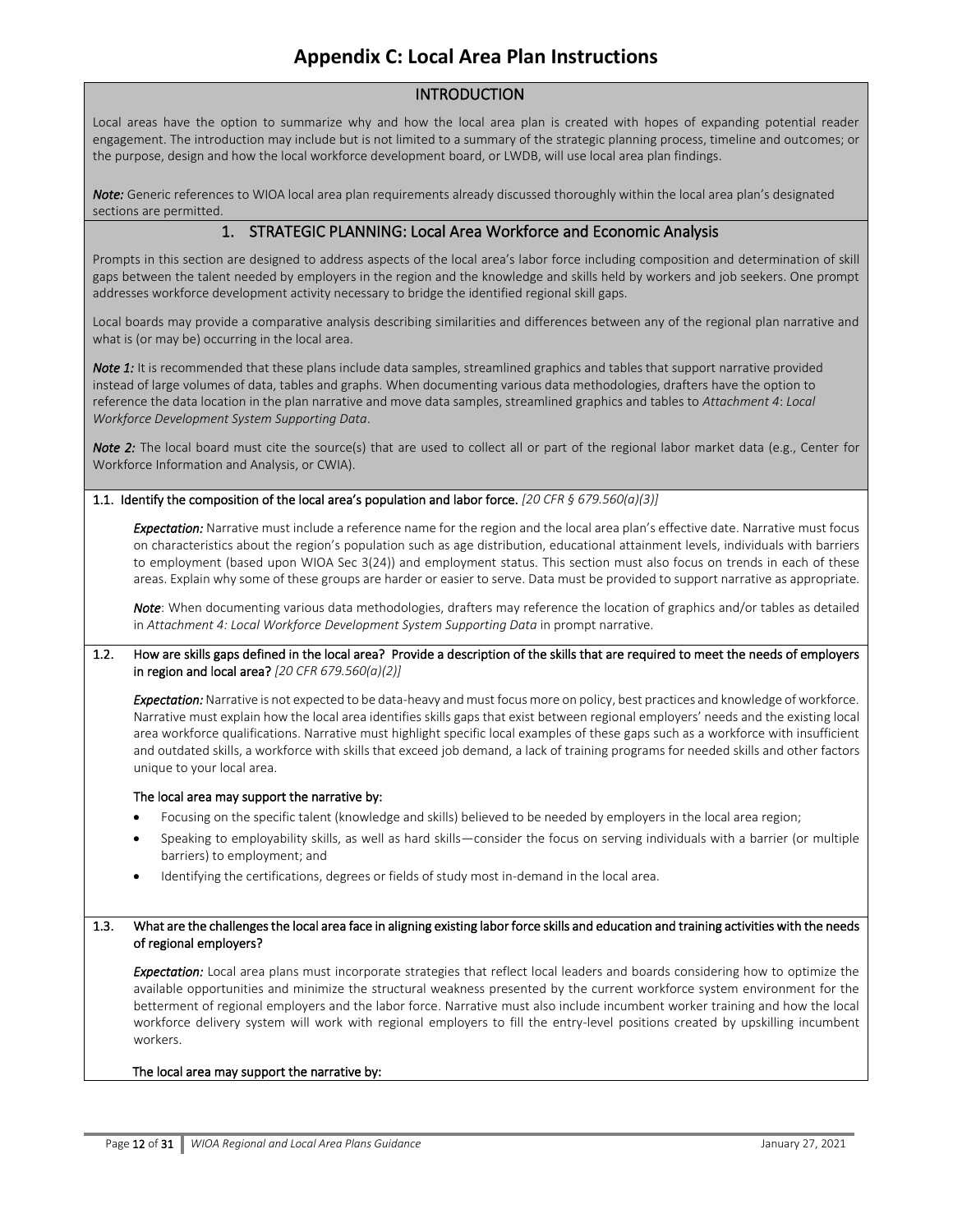# Appendix C: Local Area Plan Instructions

## INTRODUCTION

Local areas have the option to summarize why and how the local area plan is created with hopes of expanding potential reader engagement. The introduction may include but is not limited to a summary of the strategic planning process, timeline and outcomes; or the purpose, design and how the local workforce development board, or LWDB, will use local area plan findings.

***Note:*** Generic references to WIOA local area plan requirements already discussed thoroughly within the local area plan's designated sections are permitted.

## 1. STRATEGIC PLANNING: Local Area Workforce and Economic Analysis

Prompts in this section are designed to address aspects of the local area's labor force including composition and determination of skill gaps between the talent needed by employers in the region and the knowledge and skills held by workers and job seekers. One prompt addresses workforce development activity necessary to bridge the identified regional skill gaps.

Local boards may provide a comparative analysis describing similarities and differences between any of the regional plan narrative and what is (or may be) occurring in the local area.

***Note 1:*** It is recommended that these plans include data samples, streamlined graphics and tables that support narrative provided instead of large volumes of data, tables and graphs. When documenting various data methodologies, drafters have the option to reference the data location in the plan narrative and move data samples, streamlined graphics and tables to *Attachment 4*: *Local Workforce Development System Supporting Data*.

***Note 2:*** The local board must cite the source(s) that are used to collect all or part of the regional labor market data (e.g., Center for Workforce Information and Analysis, or CWIA).

**1.1. Identify the composition of the local area's population and labor force.** *[20 CFR § 679.560(a)(3)]*

***Expectation:*** Narrative must include a reference name for the region and the local area plan's effective date. Narrative must focus on characteristics about the region's population such as age distribution, educational attainment levels, individuals with barriers to employment (based upon WIOA Sec 3(24)) and employment status. This section must also focus on trends in each of these areas. Explain why some of these groups are harder or easier to serve. Data must be provided to support narrative as appropriate.

***Note***: When documenting various data methodologies, drafters may reference the location of graphics and/or tables as detailed in *Attachment 4: Local Workforce Development System Supporting Data* in prompt narrative.

**1.2. How are skills gaps defined in the local area? Provide a description of the skills that are required to meet the needs of employers in region and local area?** *[20 CFR 679.560(a)(2)]*

***Expectation:*** Narrative is not expected to be data-heavy and must focus more on policy, best practices and knowledge of workforce. Narrative must explain how the local area identifies skills gaps that exist between regional employers' needs and the existing local area workforce qualifications. Narrative must highlight specific local examples of these gaps such as a workforce with insufficient and outdated skills, a workforce with skills that exceed job demand, a lack of training programs for needed skills and other factors unique to your local area.

**The local area may support the narrative by:**

- Focusing on the specific talent (knowledge and skills) believed to be needed by employers in the local area region;
- Speaking to employability skills, as well as hard skills—consider the focus on serving individuals with a barrier (or multiple barriers) to employment; and
- Identifying the certifications, degrees or fields of study most in-demand in the local area.

**1.3. What are the challenges the local area face in aligning existing labor force skills and education and training activities with the needs of regional employers?**

***Expectation:*** Local area plans must incorporate strategies that reflect local leaders and boards considering how to optimize the available opportunities and minimize the structural weakness presented by the current workforce system environment for the betterment of regional employers and the labor force. Narrative must also include incumbent worker training and how the local workforce delivery system will work with regional employers to fill the entry-level positions created by upskilling incumbent workers.

**The local area may support the narrative by:**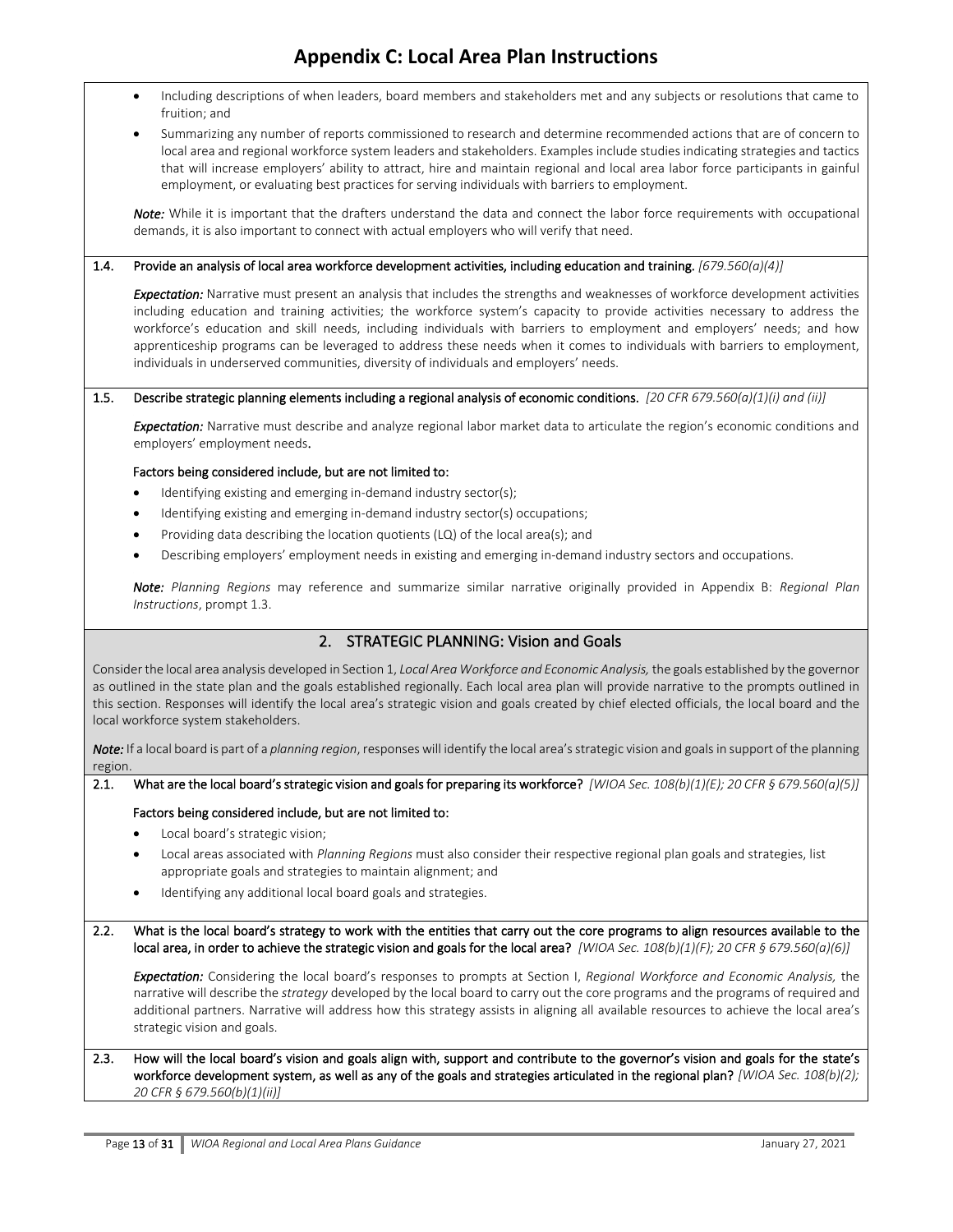# Appendix C: Local Area Plan Instructions

- Including descriptions of when leaders, board members and stakeholders met and any subjects or resolutions that came to fruition; and
- Summarizing any number of reports commissioned to research and determine recommended actions that are of concern to local area and regional workforce system leaders and stakeholders. Examples include studies indicating strategies and tactics that will increase employers' ability to attract, hire and maintain regional and local area labor force participants in gainful employment, or evaluating best practices for serving individuals with barriers to employment.

***Note:*** While it is important that the drafters understand the data and connect the labor force requirements with occupational demands, it is also important to connect with actual employers who will verify that need.

**1.4. Provide an analysis of local area workforce development activities, including education and training.** *[679.560(a)(4)]*

***Expectation:*** Narrative must present an analysis that includes the strengths and weaknesses of workforce development activities including education and training activities; the workforce system's capacity to provide activities necessary to address the workforce's education and skill needs, including individuals with barriers to employment and employers' needs; and how apprenticeship programs can be leveraged to address these needs when it comes to individuals with barriers to employment, individuals in underserved communities, diversity of individuals and employers' needs.

**1.5. Describe strategic planning elements including a regional analysis of economic conditions.** *[20 CFR 679.560(a)(1)(i) and (ii)]*

***Expectation:*** Narrative must describe and analyze regional labor market data to articulate the region's economic conditions and employers' employment needs.

**Factors being considered include, but are not limited to:**

- Identifying existing and emerging in-demand industry sector(s);
- Identifying existing and emerging in-demand industry sector(s) occupations;
- Providing data describing the location quotients (LQ) of the local area(s); and
- Describing employers' employment needs in existing and emerging in-demand industry sectors and occupations.

***Note:*** *Planning Regions* may reference and summarize similar narrative originally provided in Appendix B: *Regional Plan Instructions*, prompt 1.3.

## 2. STRATEGIC PLANNING: Vision and Goals

Consider the local area analysis developed in Section 1, *Local Area Workforce and Economic Analysis,* the goals established by the governor as outlined in the state plan and the goals established regionally. Each local area plan will provide narrative to the prompts outlined in this section. Responses will identify the local area's strategic vision and goals created by chief elected officials, the local board and the local workforce system stakeholders.

***Note:*** If a local board is part of a *planning region*, responses will identify the local area's strategic vision and goals in support of the planning region.

**2.1. What are the local board's strategic vision and goals for preparing its workforce?** *[WIOA Sec. 108(b)(1)(E); 20 CFR § 679.560(a)(5)]*

**Factors being considered include, but are not limited to:**

- Local board's strategic vision;
- Local areas associated with *Planning Regions* must also consider their respective regional plan goals and strategies, list appropriate goals and strategies to maintain alignment; and
- Identifying any additional local board goals and strategies.

**2.2. What is the local board's strategy to work with the entities that carry out the core programs to align resources available to the local area, in order to achieve the strategic vision and goals for the local area?** *[WIOA Sec. 108(b)(1)(F); 20 CFR § 679.560(a)(6)]*

***Expectation:*** Considering the local board's responses to prompts at Section I, *Regional Workforce and Economic Analysis,* the narrative will describe the *strategy* developed by the local board to carry out the core programs and the programs of required and additional partners. Narrative will address how this strategy assists in aligning all available resources to achieve the local area's strategic vision and goals.

**2.3. How will the local board's vision and goals align with, support and contribute to the governor's vision and goals for the state's workforce development system, as well as any of the goals and strategies articulated in the regional plan?** *[WIOA Sec. 108(b)(2); 20 CFR § 679.560(b)(1)(ii)]*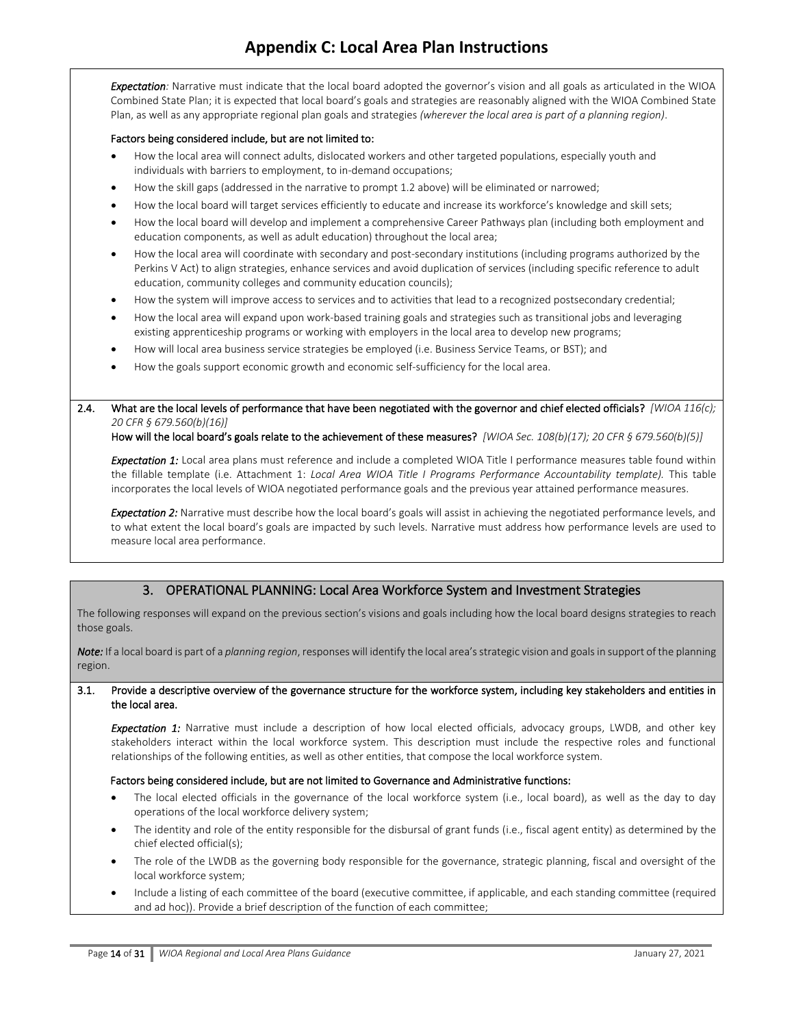# Appendix C: Local Area Plan Instructions

***Expectation:*** Narrative must indicate that the local board adopted the governor's vision and all goals as articulated in the WIOA Combined State Plan; it is expected that local board's goals and strategies are reasonably aligned with the WIOA Combined State Plan, as well as any appropriate regional plan goals and strategies *(wherever the local area is part of a planning region)*.

**Factors being considered include, but are not limited to:**

- How the local area will connect adults, dislocated workers and other targeted populations, especially youth and individuals with barriers to employment, to in-demand occupations;
- How the skill gaps (addressed in the narrative to prompt 1.2 above) will be eliminated or narrowed;
- How the local board will target services efficiently to educate and increase its workforce's knowledge and skill sets;
- How the local board will develop and implement a comprehensive Career Pathways plan (including both employment and education components, as well as adult education) throughout the local area;
- How the local area will coordinate with secondary and post-secondary institutions (including programs authorized by the Perkins V Act) to align strategies, enhance services and avoid duplication of services (including specific reference to adult education, community colleges and community education councils);
- How the system will improve access to services and to activities that lead to a recognized postsecondary credential;
- How the local area will expand upon work-based training goals and strategies such as transitional jobs and leveraging existing apprenticeship programs or working with employers in the local area to develop new programs;
- How will local area business service strategies be employed (i.e. Business Service Teams, or BST); and
- How the goals support economic growth and economic self-sufficiency for the local area.

**2.4. What are the local levels of performance that have been negotiated with the governor and chief elected officials?** *[WIOA 116(c); 20 CFR § 679.560(b)(16)]*
**How will the local board's goals relate to the achievement of these measures?** *[WIOA Sec. 108(b)(17); 20 CFR § 679.560(b)(5)]*

***Expectation 1:*** Local area plans must reference and include a completed WIOA Title I performance measures table found within the fillable template (i.e. Attachment 1: *Local Area WIOA Title I Programs Performance Accountability template).* This table incorporates the local levels of WIOA negotiated performance goals and the previous year attained performance measures.

***Expectation 2:*** Narrative must describe how the local board's goals will assist in achieving the negotiated performance levels, and to what extent the local board's goals are impacted by such levels. Narrative must address how performance levels are used to measure local area performance.

## 3. OPERATIONAL PLANNING: Local Area Workforce System and Investment Strategies

The following responses will expand on the previous section's visions and goals including how the local board designs strategies to reach those goals.

***Note:*** If a local board is part of a *planning region*, responses will identify the local area's strategic vision and goals in support of the planning region.

**3.1. Provide a descriptive overview of the governance structure for the workforce system, including key stakeholders and entities in the local area.**

***Expectation 1:*** Narrative must include a description of how local elected officials, advocacy groups, LWDB, and other key stakeholders interact within the local workforce system. This description must include the respective roles and functional relationships of the following entities, as well as other entities, that compose the local workforce system.

**Factors being considered include, but are not limited to Governance and Administrative functions:**

- The local elected officials in the governance of the local workforce system (i.e., local board), as well as the day to day operations of the local workforce delivery system;
- The identity and role of the entity responsible for the disbursal of grant funds (i.e., fiscal agent entity) as determined by the chief elected official(s);
- The role of the LWDB as the governing body responsible for the governance, strategic planning, fiscal and oversight of the local workforce system;
- Include a listing of each committee of the board (executive committee, if applicable, and each standing committee (required and ad hoc)). Provide a brief description of the function of each committee;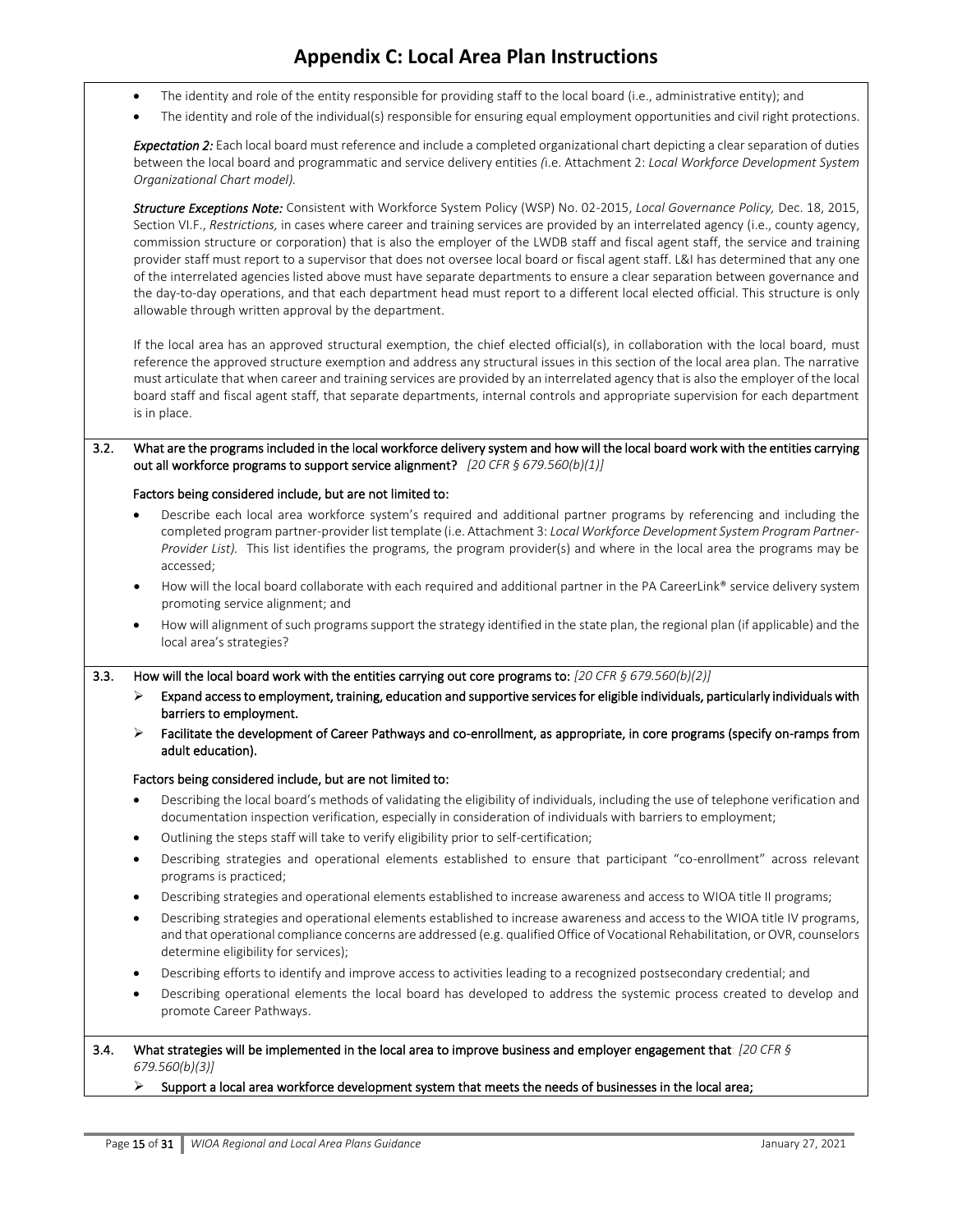- The identity and role of the entity responsible for providing staff to the local board (i.e., administrative entity); and
- The identity and role of the individual(s) responsible for ensuring equal employment opportunities and civil right protections.

***Expectation 2:*** Each local board must reference and include a completed organizational chart depicting a clear separation of duties between the local board and programmatic and service delivery entities *(*i.e. Attachment 2: *Local Workforce Development System Organizational Chart model).*

***Structure Exceptions Note:*** Consistent with Workforce System Policy (WSP) No. 02-2015, *Local Governance Policy,* Dec. 18, 2015, Section VI.F., *Restrictions,* in cases where career and training services are provided by an interrelated agency (i.e., county agency, commission structure or corporation) that is also the employer of the LWDB staff and fiscal agent staff, the service and training provider staff must report to a supervisor that does not oversee local board or fiscal agent staff. L&I has determined that any one of the interrelated agencies listed above must have separate departments to ensure a clear separation between governance and the day-to-day operations, and that each department head must report to a different local elected official. This structure is only allowable through written approval by the department.

If the local area has an approved structural exemption, the chief elected official(s), in collaboration with the local board, must reference the approved structure exemption and address any structural issues in this section of the local area plan. The narrative must articulate that when career and training services are provided by an interrelated agency that is also the employer of the local board staff and fiscal agent staff, that separate departments, internal controls and appropriate supervision for each department is in place.

**3.2. What are the programs included in the local workforce delivery system and how will the local board work with the entities carrying out all workforce programs to support service alignment?** *[20 CFR § 679.560(b)(1)]*

**Factors being considered include, but are not limited to:**

- Describe each local area workforce system's required and additional partner programs by referencing and including the completed program partner-provider list template (i.e. Attachment 3: *Local Workforce Development System Program Partner-Provider List).* This list identifies the programs, the program provider(s) and where in the local area the programs may be accessed;
- How will the local board collaborate with each required and additional partner in the PA CareerLink® service delivery system promoting service alignment; and
- How will alignment of such programs support the strategy identified in the state plan, the regional plan (if applicable) and the local area's strategies?

**3.3. How will the local board work with the entities carrying out core programs to:** *[20 CFR § 679.560(b)(2)]*

- **Expand access to employment, training, education and supportive services for eligible individuals, particularly individuals with barriers to employment.**
- **Facilitate the development of Career Pathways and co-enrollment, as appropriate, in core programs (specify on-ramps from adult education).**

**Factors being considered include, but are not limited to:**

- Describing the local board's methods of validating the eligibility of individuals, including the use of telephone verification and documentation inspection verification, especially in consideration of individuals with barriers to employment;
- Outlining the steps staff will take to verify eligibility prior to self-certification;
- Describing strategies and operational elements established to ensure that participant "co-enrollment" across relevant programs is practiced;
- Describing strategies and operational elements established to increase awareness and access to WIOA title II programs;
- Describing strategies and operational elements established to increase awareness and access to the WIOA title IV programs, and that operational compliance concerns are addressed (e.g. qualified Office of Vocational Rehabilitation, or OVR, counselors determine eligibility for services);
- Describing efforts to identify and improve access to activities leading to a recognized postsecondary credential; and
- Describing operational elements the local board has developed to address the systemic process created to develop and promote Career Pathways.

**3.4. What strategies will be implemented in the local area to improve business and employer engagement that***: [20 CFR § 679.560(b)(3)]*

- **Support a local area workforce development system that meets the needs of businesses in the local area;**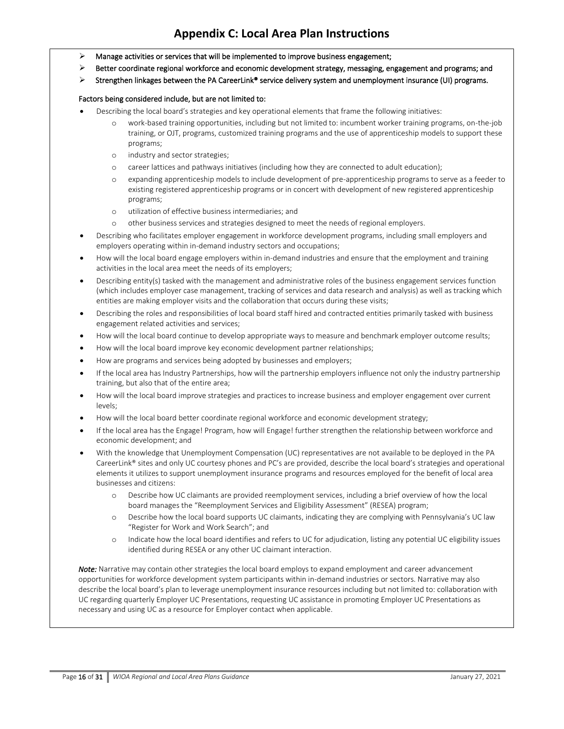# Appendix C: Local Area Plan Instructions

- ➢ **Manage activities or services that will be implemented to improve business engagement;**
- ➢ **Better coordinate regional workforce and economic development strategy, messaging, engagement and programs; and**
- ➢ **Strengthen linkages between the PA CareerLink® service delivery system and unemployment insurance (UI) programs.**

**Factors being considered include, but are not limited to:**

- Describing the local board's strategies and key operational elements that frame the following initiatives:
  - o work-based training opportunities, including but not limited to: incumbent worker training programs, on-the-job training, or OJT, programs, customized training programs and the use of apprenticeship models to support these programs;
  - o industry and sector strategies;
  - o career lattices and pathways initiatives (including how they are connected to adult education);
  - o expanding apprenticeship models to include development of pre-apprenticeship programs to serve as a feeder to existing registered apprenticeship programs or in concert with development of new registered apprenticeship programs;
  - o utilization of effective business intermediaries; and
  - o other business services and strategies designed to meet the needs of regional employers.
- Describing who facilitates employer engagement in workforce development programs, including small employers and employers operating within in-demand industry sectors and occupations;
- How will the local board engage employers within in-demand industries and ensure that the employment and training activities in the local area meet the needs of its employers;
- Describing entity(s) tasked with the management and administrative roles of the business engagement services function (which includes employer case management, tracking of services and data research and analysis) as well as tracking which entities are making employer visits and the collaboration that occurs during these visits;
- Describing the roles and responsibilities of local board staff hired and contracted entities primarily tasked with business engagement related activities and services;
- How will the local board continue to develop appropriate ways to measure and benchmark employer outcome results;
- How will the local board improve key economic development partner relationships;
- How are programs and services being adopted by businesses and employers;
- If the local area has Industry Partnerships, how will the partnership employers influence not only the industry partnership training, but also that of the entire area;
- How will the local board improve strategies and practices to increase business and employer engagement over current levels;
- How will the local board better coordinate regional workforce and economic development strategy;
- If the local area has the Engage! Program, how will Engage! further strengthen the relationship between workforce and economic development; and
- With the knowledge that Unemployment Compensation (UC) representatives are not available to be deployed in the PA CareerLink® sites and only UC courtesy phones and PC's are provided, describe the local board's strategies and operational elements it utilizes to support unemployment insurance programs and resources employed for the benefit of local area businesses and citizens:
  - o Describe how UC claimants are provided reemployment services, including a brief overview of how the local board manages the "Reemployment Services and Eligibility Assessment" (RESEA) program;
  - o Describe how the local board supports UC claimants, indicating they are complying with Pennsylvania's UC law "Register for Work and Work Search"; and
  - o Indicate how the local board identifies and refers to UC for adjudication, listing any potential UC eligibility issues identified during RESEA or any other UC claimant interaction.

***Note:*** Narrative may contain other strategies the local board employs to expand employment and career advancement opportunities for workforce development system participants within in-demand industries or sectors. Narrative may also describe the local board's plan to leverage unemployment insurance resources including but not limited to: collaboration with UC regarding quarterly Employer UC Presentations, requesting UC assistance in promoting Employer UC Presentations as necessary and using UC as a resource for Employer contact when applicable.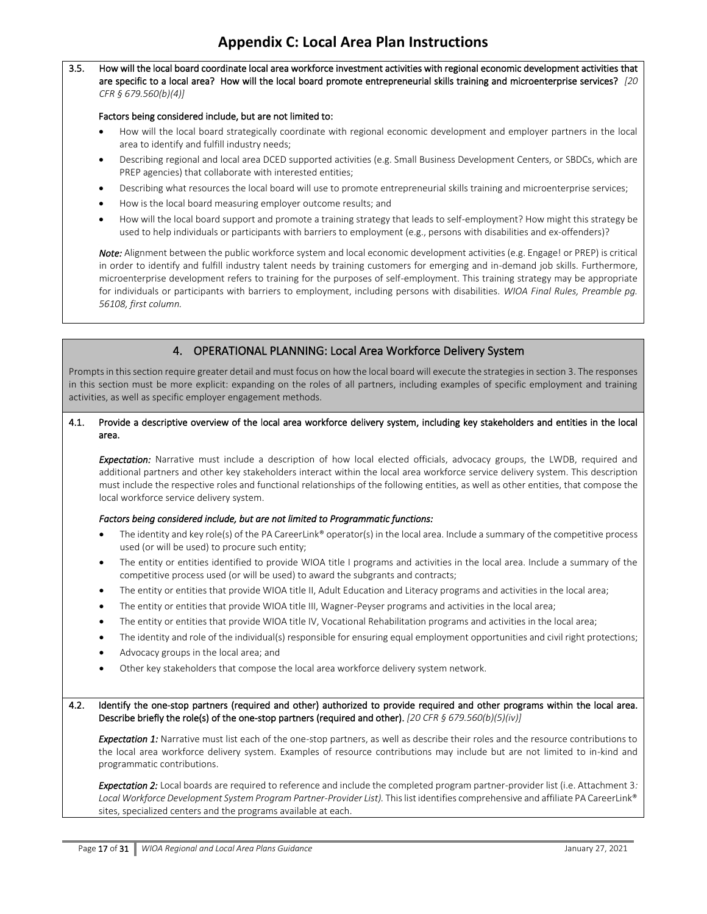# Appendix C: Local Area Plan Instructions

**3.5. How will the local board coordinate local area workforce investment activities with regional economic development activities that are specific to a local area? How will the local board promote entrepreneurial skills training and microenterprise services?** *[20 CFR § 679.560(b)(4)]*

**Factors being considered include, but are not limited to:**

- How will the local board strategically coordinate with regional economic development and employer partners in the local area to identify and fulfill industry needs;
- Describing regional and local area DCED supported activities (e.g. Small Business Development Centers, or SBDCs, which are PREP agencies) that collaborate with interested entities;
- Describing what resources the local board will use to promote entrepreneurial skills training and microenterprise services;
- How is the local board measuring employer outcome results; and
- How will the local board support and promote a training strategy that leads to self-employment? How might this strategy be used to help individuals or participants with barriers to employment (e.g., persons with disabilities and ex-offenders)?

***Note:*** Alignment between the public workforce system and local economic development activities (e.g. Engage! or PREP) is critical in order to identify and fulfill industry talent needs by training customers for emerging and in-demand job skills. Furthermore, microenterprise development refers to training for the purposes of self-employment. This training strategy may be appropriate for individuals or participants with barriers to employment, including persons with disabilities. *WIOA Final Rules, Preamble pg. 56108, first column.*

## 4. OPERATIONAL PLANNING: Local Area Workforce Delivery System

Prompts in this section require greater detail and must focus on how the local board will execute the strategies in section 3. The responses in this section must be more explicit: expanding on the roles of all partners, including examples of specific employment and training activities, as well as specific employer engagement methods.

**4.1. Provide a descriptive overview of the local area workforce delivery system, including key stakeholders and entities in the local area.**

***Expectation:*** Narrative must include a description of how local elected officials, advocacy groups, the LWDB, required and additional partners and other key stakeholders interact within the local area workforce service delivery system. This description must include the respective roles and functional relationships of the following entities, as well as other entities, that compose the local workforce service delivery system.

***Factors being considered include, but are not limited to Programmatic functions:***

- The identity and key role(s) of the PA CareerLink® operator(s) in the local area. Include a summary of the competitive process used (or will be used) to procure such entity;
- The entity or entities identified to provide WIOA title I programs and activities in the local area. Include a summary of the competitive process used (or will be used) to award the subgrants and contracts;
- The entity or entities that provide WIOA title II, Adult Education and Literacy programs and activities in the local area;
- The entity or entities that provide WIOA title III, Wagner-Peyser programs and activities in the local area;
- The entity or entities that provide WIOA title IV, Vocational Rehabilitation programs and activities in the local area;
- The identity and role of the individual(s) responsible for ensuring equal employment opportunities and civil right protections;
- Advocacy groups in the local area; and
- Other key stakeholders that compose the local area workforce delivery system network.

**4.2. Identify the one-stop partners (required and other) authorized to provide required and other programs within the local area. Describe briefly the role(s) of the one-stop partners (required and other).** *[20 CFR § 679.560(b)(5)(iv)]*

***Expectation 1:*** Narrative must list each of the one-stop partners, as well as describe their roles and the resource contributions to the local area workforce delivery system. Examples of resource contributions may include but are not limited to in-kind and programmatic contributions.

***Expectation 2:*** Local boards are required to reference and include the completed program partner-provider list (i.e. Attachment 3*: Local Workforce Development System Program Partner-Provider List).* This list identifies comprehensive and affiliate PA CareerLink® sites, specialized centers and the programs available at each.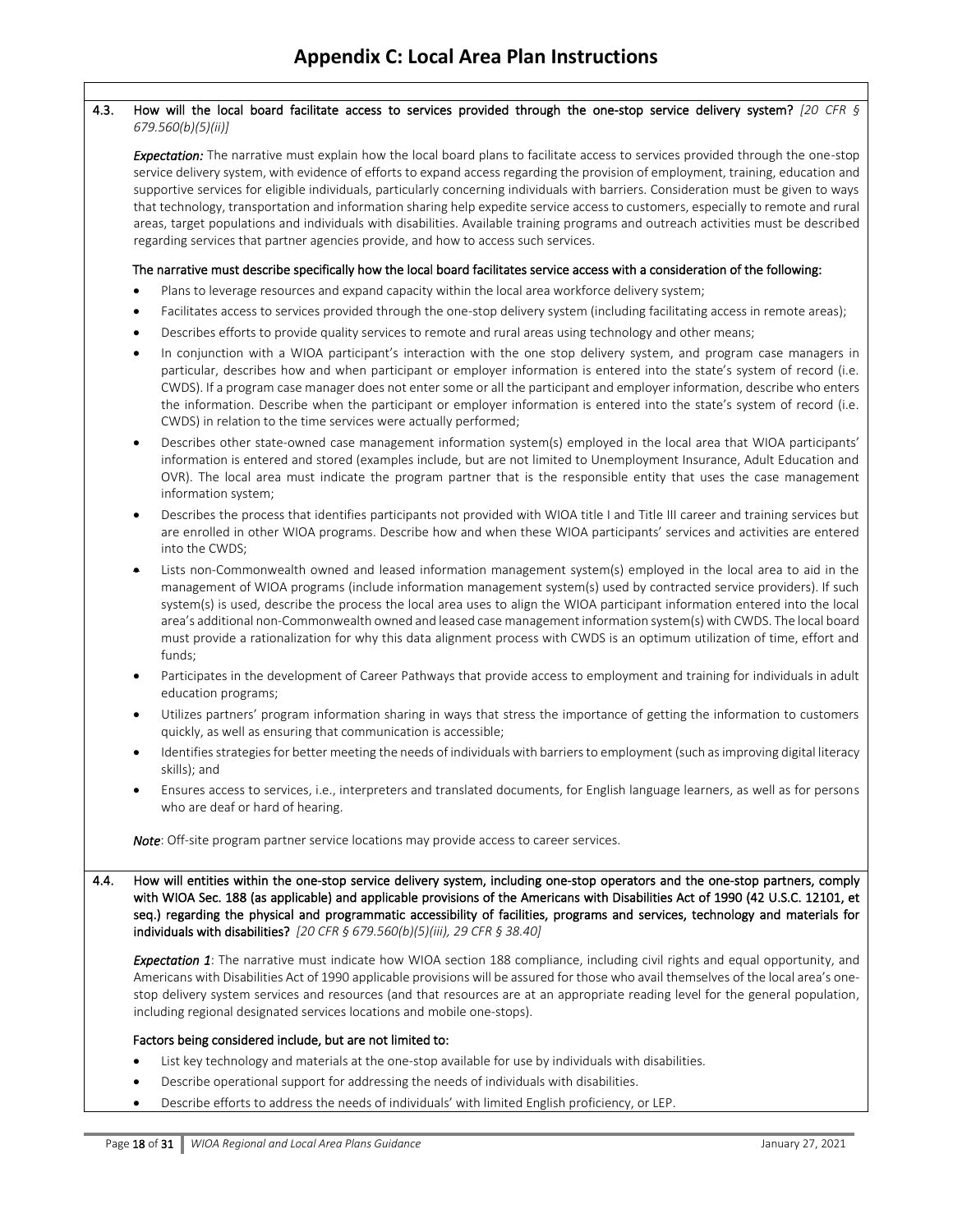# Appendix C: Local Area Plan Instructions

**4.3. How will the local board facilitate access to services provided through the one-stop service delivery system?** *[20 CFR § 679.560(b)(5)(ii)]*

***Expectation:*** The narrative must explain how the local board plans to facilitate access to services provided through the one-stop service delivery system, with evidence of efforts to expand access regarding the provision of employment, training, education and supportive services for eligible individuals, particularly concerning individuals with barriers. Consideration must be given to ways that technology, transportation and information sharing help expedite service access to customers, especially to remote and rural areas, target populations and individuals with disabilities. Available training programs and outreach activities must be described regarding services that partner agencies provide, and how to access such services.

**The narrative must describe specifically how the local board facilitates service access with a consideration of the following:**

- Plans to leverage resources and expand capacity within the local area workforce delivery system;
- Facilitates access to services provided through the one-stop delivery system (including facilitating access in remote areas);
- Describes efforts to provide quality services to remote and rural areas using technology and other means;
- In conjunction with a WIOA participant's interaction with the one stop delivery system, and program case managers in particular, describes how and when participant or employer information is entered into the state's system of record (i.e. CWDS). If a program case manager does not enter some or all the participant and employer information, describe who enters the information. Describe when the participant or employer information is entered into the state's system of record (i.e. CWDS) in relation to the time services were actually performed;
- Describes other state-owned case management information system(s) employed in the local area that WIOA participants' information is entered and stored (examples include, but are not limited to Unemployment Insurance, Adult Education and OVR). The local area must indicate the program partner that is the responsible entity that uses the case management information system;
- Describes the process that identifies participants not provided with WIOA title I and Title III career and training services but are enrolled in other WIOA programs. Describe how and when these WIOA participants' services and activities are entered into the CWDS;
- Lists non-Commonwealth owned and leased information management system(s) employed in the local area to aid in the management of WIOA programs (include information management system(s) used by contracted service providers). If such system(s) is used, describe the process the local area uses to align the WIOA participant information entered into the local area's additional non-Commonwealth owned and leased case management information system(s) with CWDS. The local board must provide a rationalization for why this data alignment process with CWDS is an optimum utilization of time, effort and funds;
- Participates in the development of Career Pathways that provide access to employment and training for individuals in adult education programs;
- Utilizes partners' program information sharing in ways that stress the importance of getting the information to customers quickly, as well as ensuring that communication is accessible;
- Identifies strategies for better meeting the needs of individuals with barriers to employment (such as improving digital literacy skills); and
- Ensures access to services, i.e., interpreters and translated documents, for English language learners, as well as for persons who are deaf or hard of hearing.

***Note***: Off-site program partner service locations may provide access to career services.

**4.4. How will entities within the one-stop service delivery system, including one-stop operators and the one-stop partners, comply with WIOA Sec. 188 (as applicable) and applicable provisions of the Americans with Disabilities Act of 1990 (42 U.S.C. 12101, et seq.) regarding the physical and programmatic accessibility of facilities, programs and services, technology and materials for individuals with disabilities?** *[20 CFR § 679.560(b)(5)(iii), 29 CFR § 38.40]*

***Expectation 1***: The narrative must indicate how WIOA section 188 compliance, including civil rights and equal opportunity, and Americans with Disabilities Act of 1990 applicable provisions will be assured for those who avail themselves of the local area's one-stop delivery system services and resources (and that resources are at an appropriate reading level for the general population, including regional designated services locations and mobile one-stops).

**Factors being considered include, but are not limited to:**

- List key technology and materials at the one-stop available for use by individuals with disabilities.
- Describe operational support for addressing the needs of individuals with disabilities.
- Describe efforts to address the needs of individuals' with limited English proficiency, or LEP.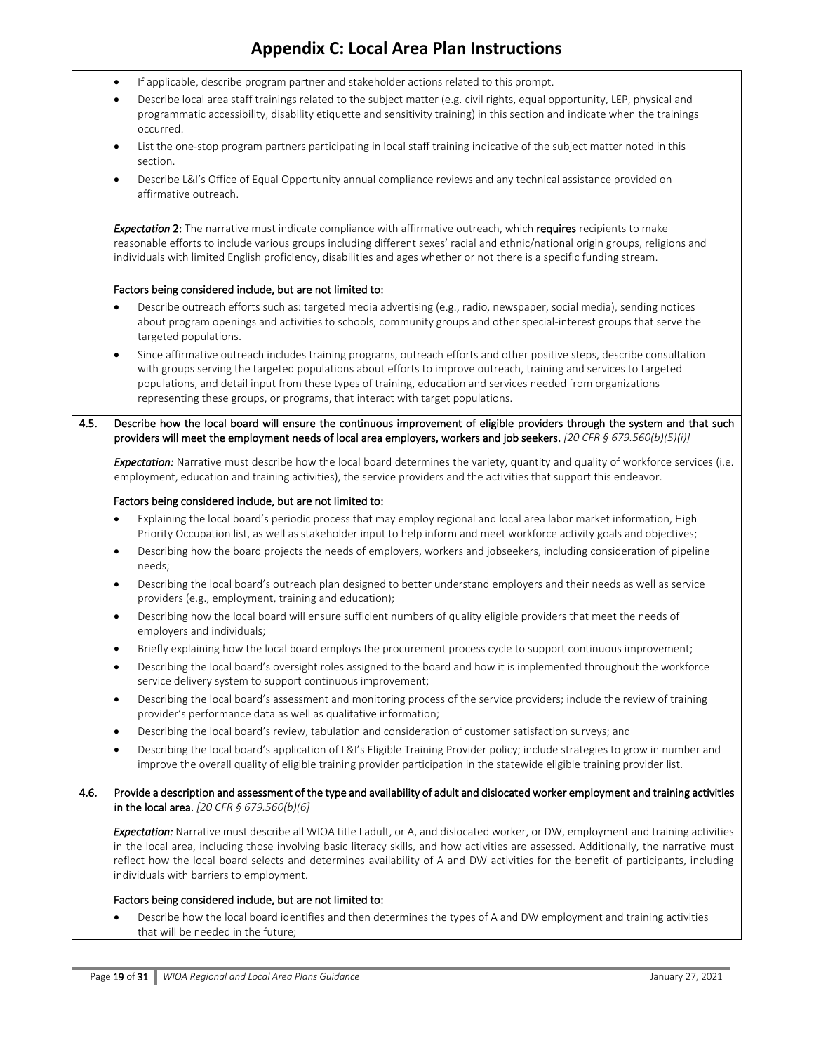- If applicable, describe program partner and stakeholder actions related to this prompt.
- Describe local area staff trainings related to the subject matter (e.g. civil rights, equal opportunity, LEP, physical and programmatic accessibility, disability etiquette and sensitivity training) in this section and indicate when the trainings occurred.
- List the one-stop program partners participating in local staff training indicative of the subject matter noted in this section.
- Describe L&I's Office of Equal Opportunity annual compliance reviews and any technical assistance provided on affirmative outreach.

***Expectation* 2:** The narrative must indicate compliance with affirmative outreach, which **requires** recipients to make reasonable efforts to include various groups including different sexes' racial and ethnic/national origin groups, religions and individuals with limited English proficiency, disabilities and ages whether or not there is a specific funding stream.

**Factors being considered include, but are not limited to:**

- Describe outreach efforts such as: targeted media advertising (e.g., radio, newspaper, social media), sending notices about program openings and activities to schools, community groups and other special-interest groups that serve the targeted populations.
- Since affirmative outreach includes training programs, outreach efforts and other positive steps, describe consultation with groups serving the targeted populations about efforts to improve outreach, training and services to targeted populations, and detail input from these types of training, education and services needed from organizations representing these groups, or programs, that interact with target populations.

**4.5. Describe how the local board will ensure the continuous improvement of eligible providers through the system and that such providers will meet the employment needs of local area employers, workers and job seekers.** *[20 CFR § 679.560(b)(5)(i)]*

***Expectation:*** Narrative must describe how the local board determines the variety, quantity and quality of workforce services (i.e. employment, education and training activities), the service providers and the activities that support this endeavor.

**Factors being considered include, but are not limited to:**

- Explaining the local board's periodic process that may employ regional and local area labor market information, High Priority Occupation list, as well as stakeholder input to help inform and meet workforce activity goals and objectives;
- Describing how the board projects the needs of employers, workers and jobseekers, including consideration of pipeline needs;
- Describing the local board's outreach plan designed to better understand employers and their needs as well as service providers (e.g., employment, training and education);
- Describing how the local board will ensure sufficient numbers of quality eligible providers that meet the needs of employers and individuals;
- Briefly explaining how the local board employs the procurement process cycle to support continuous improvement;
- Describing the local board's oversight roles assigned to the board and how it is implemented throughout the workforce service delivery system to support continuous improvement;
- Describing the local board's assessment and monitoring process of the service providers; include the review of training provider's performance data as well as qualitative information;
- Describing the local board's review, tabulation and consideration of customer satisfaction surveys; and
- Describing the local board's application of L&I's Eligible Training Provider policy; include strategies to grow in number and improve the overall quality of eligible training provider participation in the statewide eligible training provider list.

**4.6. Provide a description and assessment of the type and availability of adult and dislocated worker employment and training activities in the local area.** *[20 CFR § 679.560(b)(6)]*

***Expectation:*** Narrative must describe all WIOA title I adult, or A, and dislocated worker, or DW, employment and training activities in the local area, including those involving basic literacy skills, and how activities are assessed. Additionally, the narrative must reflect how the local board selects and determines availability of A and DW activities for the benefit of participants, including individuals with barriers to employment.

**Factors being considered include, but are not limited to:**

- Describe how the local board identifies and then determines the types of A and DW employment and training activities that will be needed in the future;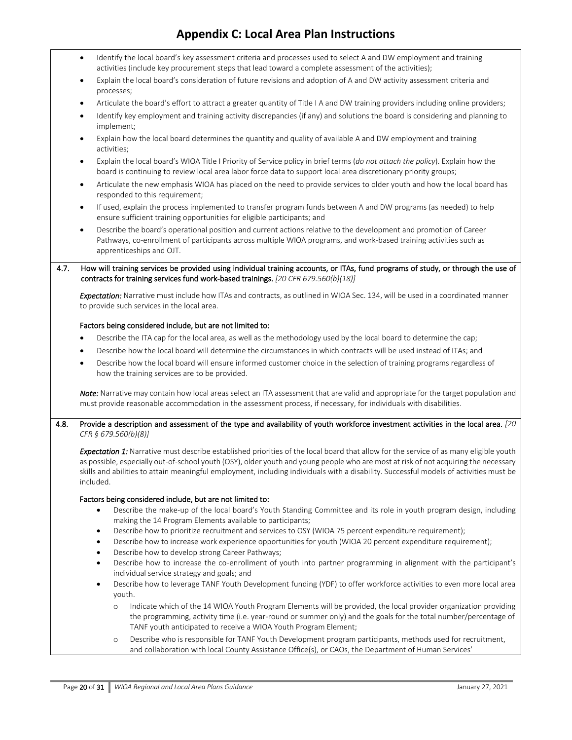- Identify the local board's key assessment criteria and processes used to select A and DW employment and training activities (include key procurement steps that lead toward a complete assessment of the activities);
- Explain the local board's consideration of future revisions and adoption of A and DW activity assessment criteria and processes;
- Articulate the board's effort to attract a greater quantity of Title I A and DW training providers including online providers;
- Identify key employment and training activity discrepancies (if any) and solutions the board is considering and planning to implement;
- Explain how the local board determines the quantity and quality of available A and DW employment and training activities;
- Explain the local board's WIOA Title I Priority of Service policy in brief terms (*do not attach the policy*). Explain how the board is continuing to review local area labor force data to support local area discretionary priority groups;
- Articulate the new emphasis WIOA has placed on the need to provide services to older youth and how the local board has responded to this requirement;
- If used, explain the process implemented to transfer program funds between A and DW programs (as needed) to help ensure sufficient training opportunities for eligible participants; and
- Describe the board's operational position and current actions relative to the development and promotion of Career Pathways, co-enrollment of participants across multiple WIOA programs, and work-based training activities such as apprenticeships and OJT.

**4.7. How will training services be provided using individual training accounts, or ITAs, fund programs of study, or through the use of contracts for training services fund work-based trainings.** *[20 CFR 679.560(b)(18)]*

***Expectation:*** Narrative must include how ITAs and contracts, as outlined in WIOA Sec. 134, will be used in a coordinated manner to provide such services in the local area.

**Factors being considered include, but are not limited to:**

- Describe the ITA cap for the local area, as well as the methodology used by the local board to determine the cap;
- Describe how the local board will determine the circumstances in which contracts will be used instead of ITAs; and
- Describe how the local board will ensure informed customer choice in the selection of training programs regardless of how the training services are to be provided.

***Note:*** Narrative may contain how local areas select an ITA assessment that are valid and appropriate for the target population and must provide reasonable accommodation in the assessment process, if necessary, for individuals with disabilities.

**4.8. Provide a description and assessment of the type and availability of youth workforce investment activities in the local area.** *[20 CFR § 679.560(b)(8)]*

***Expectation 1:*** Narrative must describe established priorities of the local board that allow for the service of as many eligible youth as possible, especially out-of-school youth (OSY), older youth and young people who are most at risk of not acquiring the necessary skills and abilities to attain meaningful employment, including individuals with a disability. Successful models of activities must be included.

**Factors being considered include, but are not limited to:**

- Describe the make-up of the local board's Youth Standing Committee and its role in youth program design, including making the 14 Program Elements available to participants;
- Describe how to prioritize recruitment and services to OSY (WIOA 75 percent expenditure requirement);
- Describe how to increase work experience opportunities for youth (WIOA 20 percent expenditure requirement);
- Describe how to develop strong Career Pathways;
- Describe how to increase the co-enrollment of youth into partner programming in alignment with the participant's individual service strategy and goals; and
- Describe how to leverage TANF Youth Development funding (YDF) to offer workforce activities to even more local area youth.
  - Indicate which of the 14 WIOA Youth Program Elements will be provided, the local provider organization providing the programming, activity time (i.e. year-round or summer only) and the goals for the total number/percentage of TANF youth anticipated to receive a WIOA Youth Program Element;
  - Describe who is responsible for TANF Youth Development program participants, methods used for recruitment, and collaboration with local County Assistance Office(s), or CAOs, the Department of Human Services'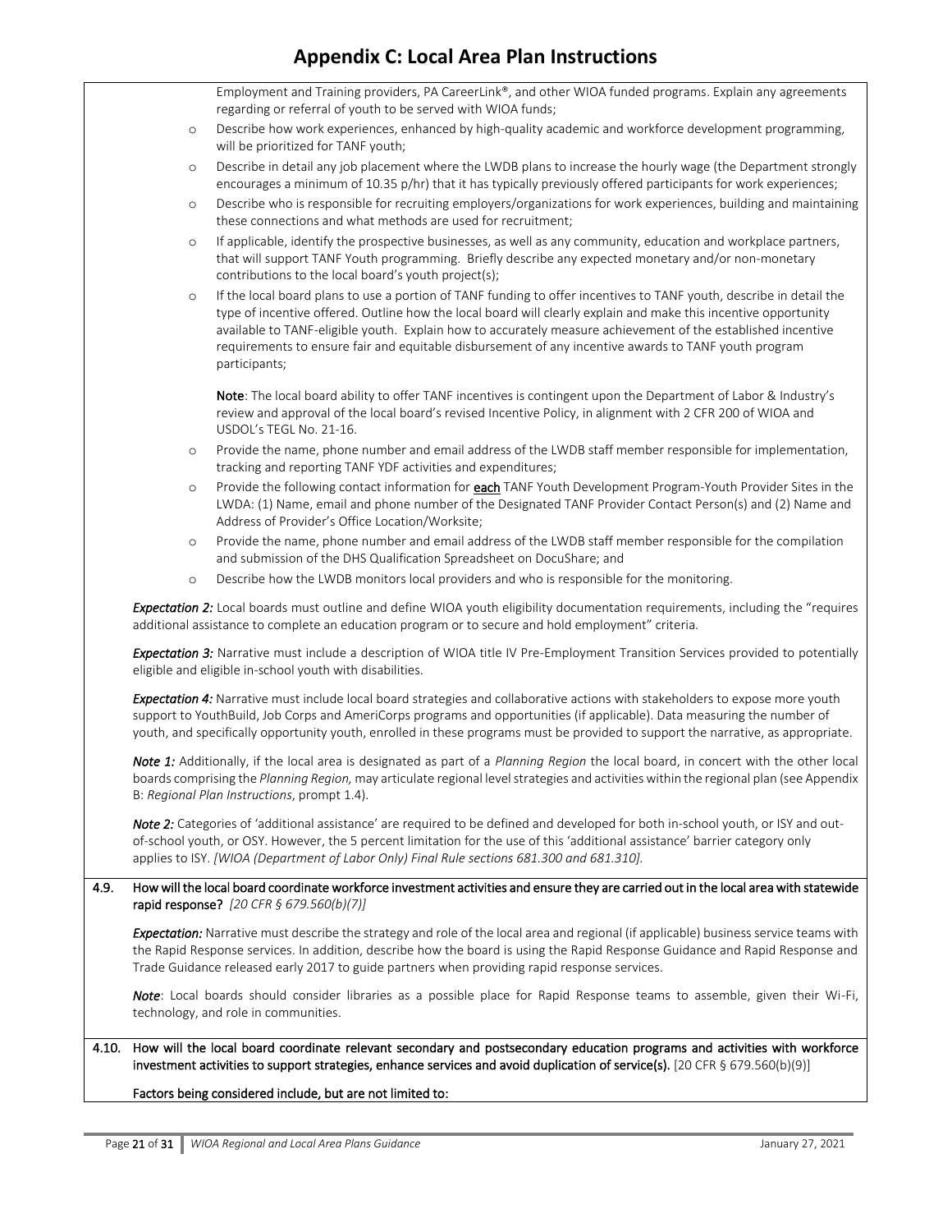# Appendix C: Local Area Plan Instructions

Employment and Training providers, PA CareerLink®, and other WIOA funded programs. Explain any agreements regarding or referral of youth to be served with WIOA funds;

- Describe how work experiences, enhanced by high-quality academic and workforce development programming, will be prioritized for TANF youth;
- Describe in detail any job placement where the LWDB plans to increase the hourly wage (the Department strongly encourages a minimum of 10.35 p/hr) that it has typically previously offered participants for work experiences;
- Describe who is responsible for recruiting employers/organizations for work experiences, building and maintaining these connections and what methods are used for recruitment;
- If applicable, identify the prospective businesses, as well as any community, education and workplace partners, that will support TANF Youth programming. Briefly describe any expected monetary and/or non-monetary contributions to the local board's youth project(s);
- If the local board plans to use a portion of TANF funding to offer incentives to TANF youth, describe in detail the type of incentive offered. Outline how the local board will clearly explain and make this incentive opportunity available to TANF-eligible youth. Explain how to accurately measure achievement of the established incentive requirements to ensure fair and equitable disbursement of any incentive awards to TANF youth program participants;

  **Note**: The local board ability to offer TANF incentives is contingent upon the Department of Labor & Industry's review and approval of the local board's revised Incentive Policy, in alignment with 2 CFR 200 of WIOA and USDOL's TEGL No. 21-16.
- Provide the name, phone number and email address of the LWDB staff member responsible for implementation, tracking and reporting TANF YDF activities and expenditures;
- Provide the following contact information for **each** TANF Youth Development Program-Youth Provider Sites in the LWDA: (1) Name, email and phone number of the Designated TANF Provider Contact Person(s) and (2) Name and Address of Provider's Office Location/Worksite;
- Provide the name, phone number and email address of the LWDB staff member responsible for the compilation and submission of the DHS Qualification Spreadsheet on DocuShare; and
- Describe how the LWDB monitors local providers and who is responsible for the monitoring.

***Expectation 2:*** Local boards must outline and define WIOA youth eligibility documentation requirements, including the "requires additional assistance to complete an education program or to secure and hold employment" criteria.

***Expectation 3:*** Narrative must include a description of WIOA title IV Pre-Employment Transition Services provided to potentially eligible and eligible in-school youth with disabilities.

***Expectation 4:*** Narrative must include local board strategies and collaborative actions with stakeholders to expose more youth support to YouthBuild, Job Corps and AmeriCorps programs and opportunities (if applicable). Data measuring the number of youth, and specifically opportunity youth, enrolled in these programs must be provided to support the narrative, as appropriate.

***Note 1:*** Additionally, if the local area is designated as part of a *Planning Region* the local board, in concert with the other local boards comprising the *Planning Region,* may articulate regional level strategies and activities within the regional plan (see Appendix B: *Regional Plan Instructions*, prompt 1.4).

***Note 2:*** Categories of 'additional assistance' are required to be defined and developed for both in-school youth, or ISY and out-of-school youth, or OSY. However, the 5 percent limitation for the use of this 'additional assistance' barrier category only applies to ISY. *[WIOA (Department of Labor Only) Final Rule sections 681.300 and 681.310].*

**4.9. How will the local board coordinate workforce investment activities and ensure they are carried out in the local area with statewide rapid response?** *[20 CFR § 679.560(b)(7)]*

***Expectation:*** Narrative must describe the strategy and role of the local area and regional (if applicable) business service teams with the Rapid Response services. In addition, describe how the board is using the Rapid Response Guidance and Rapid Response and Trade Guidance released early 2017 to guide partners when providing rapid response services.

***Note***: Local boards should consider libraries as a possible place for Rapid Response teams to assemble, given their Wi-Fi, technology, and role in communities.

**4.10. How will the local board coordinate relevant secondary and postsecondary education programs and activities with workforce investment activities to support strategies, enhance services and avoid duplication of service(s).** [20 CFR § 679.560(b)(9)]

**Factors being considered include, but are not limited to:**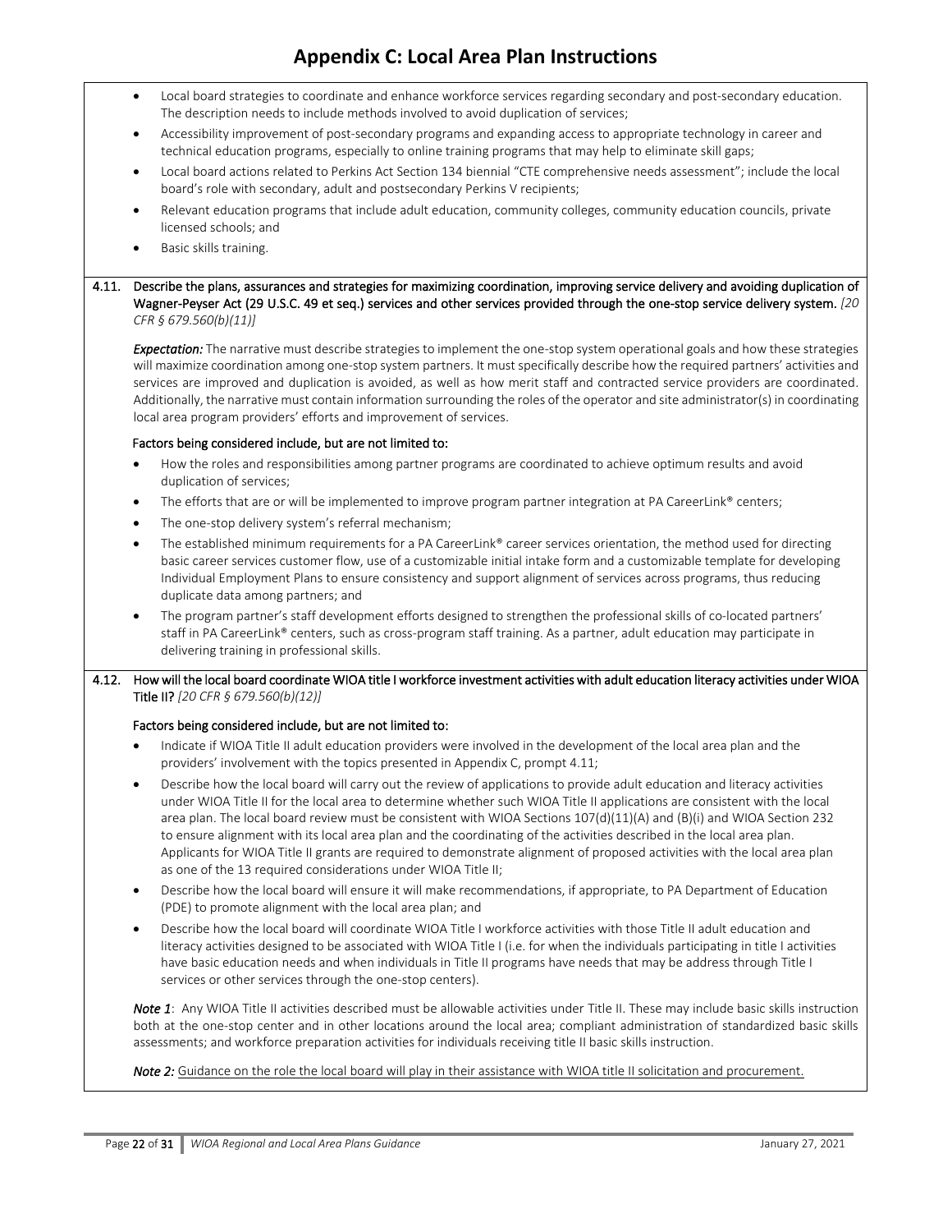- Local board strategies to coordinate and enhance workforce services regarding secondary and post-secondary education. The description needs to include methods involved to avoid duplication of services;
- Accessibility improvement of post-secondary programs and expanding access to appropriate technology in career and technical education programs, especially to online training programs that may help to eliminate skill gaps;
- Local board actions related to Perkins Act Section 134 biennial "CTE comprehensive needs assessment"; include the local board's role with secondary, adult and postsecondary Perkins V recipients;
- Relevant education programs that include adult education, community colleges, community education councils, private licensed schools; and
- Basic skills training.

**4.11. Describe the plans, assurances and strategies for maximizing coordination, improving service delivery and avoiding duplication of Wagner-Peyser Act (29 U.S.C. 49 et seq.) services and other services provided through the one-stop service delivery system.** *[20 CFR § 679.560(b)(11)]*

***Expectation:*** The narrative must describe strategies to implement the one-stop system operational goals and how these strategies will maximize coordination among one-stop system partners. It must specifically describe how the required partners' activities and services are improved and duplication is avoided, as well as how merit staff and contracted service providers are coordinated. Additionally, the narrative must contain information surrounding the roles of the operator and site administrator(s) in coordinating local area program providers' efforts and improvement of services.

**Factors being considered include, but are not limited to:**

- How the roles and responsibilities among partner programs are coordinated to achieve optimum results and avoid duplication of services;
- The efforts that are or will be implemented to improve program partner integration at PA CareerLink® centers;
- The one-stop delivery system's referral mechanism;
- The established minimum requirements for a PA CareerLink® career services orientation, the method used for directing basic career services customer flow, use of a customizable initial intake form and a customizable template for developing Individual Employment Plans to ensure consistency and support alignment of services across programs, thus reducing duplicate data among partners; and
- The program partner's staff development efforts designed to strengthen the professional skills of co-located partners' staff in PA CareerLink® centers, such as cross-program staff training. As a partner, adult education may participate in delivering training in professional skills.

**4.12. How will the local board coordinate WIOA title I workforce investment activities with adult education literacy activities under WIOA Title II?** *[20 CFR § 679.560(b)(12)]*

**Factors being considered include, but are not limited to:**

- Indicate if WIOA Title II adult education providers were involved in the development of the local area plan and the providers' involvement with the topics presented in Appendix C, prompt 4.11;
- Describe how the local board will carry out the review of applications to provide adult education and literacy activities under WIOA Title II for the local area to determine whether such WIOA Title II applications are consistent with the local area plan. The local board review must be consistent with WIOA Sections 107(d)(11)(A) and (B)(i) and WIOA Section 232 to ensure alignment with its local area plan and the coordinating of the activities described in the local area plan. Applicants for WIOA Title II grants are required to demonstrate alignment of proposed activities with the local area plan as one of the 13 required considerations under WIOA Title II;
- Describe how the local board will ensure it will make recommendations, if appropriate, to PA Department of Education (PDE) to promote alignment with the local area plan; and
- Describe how the local board will coordinate WIOA Title I workforce activities with those Title II adult education and literacy activities designed to be associated with WIOA Title I (i.e. for when the individuals participating in title I activities have basic education needs and when individuals in Title II programs have needs that may be address through Title I services or other services through the one-stop centers).

***Note 1***: Any WIOA Title II activities described must be allowable activities under Title II. These may include basic skills instruction both at the one-stop center and in other locations around the local area; compliant administration of standardized basic skills assessments; and workforce preparation activities for individuals receiving title II basic skills instruction.

***Note 2:*** Guidance on the role the local board will play in their assistance with WIOA title II solicitation and procurement.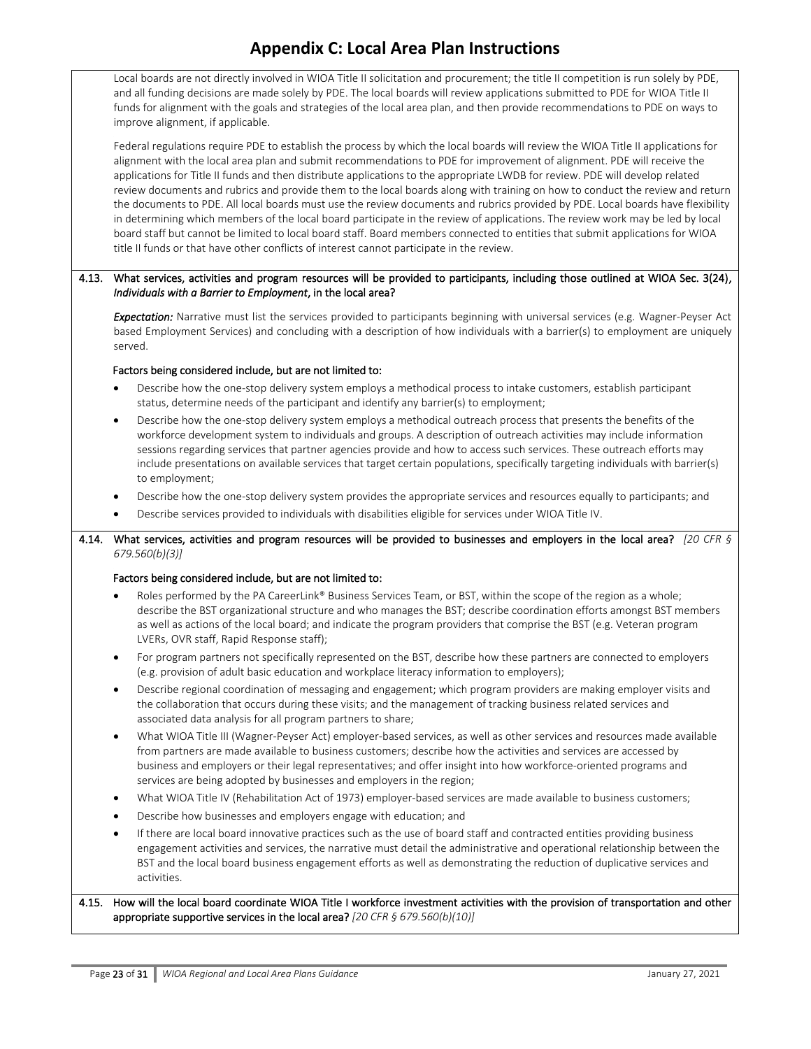# Appendix C: Local Area Plan Instructions

Local boards are not directly involved in WIOA Title II solicitation and procurement; the title II competition is run solely by PDE, and all funding decisions are made solely by PDE. The local boards will review applications submitted to PDE for WIOA Title II funds for alignment with the goals and strategies of the local area plan, and then provide recommendations to PDE on ways to improve alignment, if applicable.

Federal regulations require PDE to establish the process by which the local boards will review the WIOA Title II applications for alignment with the local area plan and submit recommendations to PDE for improvement of alignment. PDE will receive the applications for Title II funds and then distribute applications to the appropriate LWDB for review. PDE will develop related review documents and rubrics and provide them to the local boards along with training on how to conduct the review and return the documents to PDE. All local boards must use the review documents and rubrics provided by PDE. Local boards have flexibility in determining which members of the local board participate in the review of applications. The review work may be led by local board staff but cannot be limited to local board staff. Board members connected to entities that submit applications for WIOA title II funds or that have other conflicts of interest cannot participate in the review.

**4.13. What services, activities and program resources will be provided to participants, including those outlined at WIOA Sec. 3(24), *Individuals with a Barrier to Employment*, in the local area?**

***Expectation:*** Narrative must list the services provided to participants beginning with universal services (e.g. Wagner-Peyser Act based Employment Services) and concluding with a description of how individuals with a barrier(s) to employment are uniquely served.

**Factors being considered include, but are not limited to:**

- Describe how the one-stop delivery system employs a methodical process to intake customers, establish participant status, determine needs of the participant and identify any barrier(s) to employment;
- Describe how the one-stop delivery system employs a methodical outreach process that presents the benefits of the workforce development system to individuals and groups. A description of outreach activities may include information sessions regarding services that partner agencies provide and how to access such services. These outreach efforts may include presentations on available services that target certain populations, specifically targeting individuals with barrier(s) to employment;
- Describe how the one-stop delivery system provides the appropriate services and resources equally to participants; and
- Describe services provided to individuals with disabilities eligible for services under WIOA Title IV.

**4.14. What services, activities and program resources will be provided to businesses and employers in the local area?** *[20 CFR § 679.560(b)(3)]*

**Factors being considered include, but are not limited to:**

- Roles performed by the PA CareerLink® Business Services Team, or BST, within the scope of the region as a whole; describe the BST organizational structure and who manages the BST; describe coordination efforts amongst BST members as well as actions of the local board; and indicate the program providers that comprise the BST (e.g. Veteran program LVERs, OVR staff, Rapid Response staff);
- For program partners not specifically represented on the BST, describe how these partners are connected to employers (e.g. provision of adult basic education and workplace literacy information to employers);
- Describe regional coordination of messaging and engagement; which program providers are making employer visits and the collaboration that occurs during these visits; and the management of tracking business related services and associated data analysis for all program partners to share;
- What WIOA Title III (Wagner-Peyser Act) employer-based services, as well as other services and resources made available from partners are made available to business customers; describe how the activities and services are accessed by business and employers or their legal representatives; and offer insight into how workforce-oriented programs and services are being adopted by businesses and employers in the region;
- What WIOA Title IV (Rehabilitation Act of 1973) employer-based services are made available to business customers;
- Describe how businesses and employers engage with education; and
- If there are local board innovative practices such as the use of board staff and contracted entities providing business engagement activities and services, the narrative must detail the administrative and operational relationship between the BST and the local board business engagement efforts as well as demonstrating the reduction of duplicative services and activities.

**4.15. How will the local board coordinate WIOA Title I workforce investment activities with the provision of transportation and other appropriate supportive services in the local area?** *[20 CFR § 679.560(b)(10)]*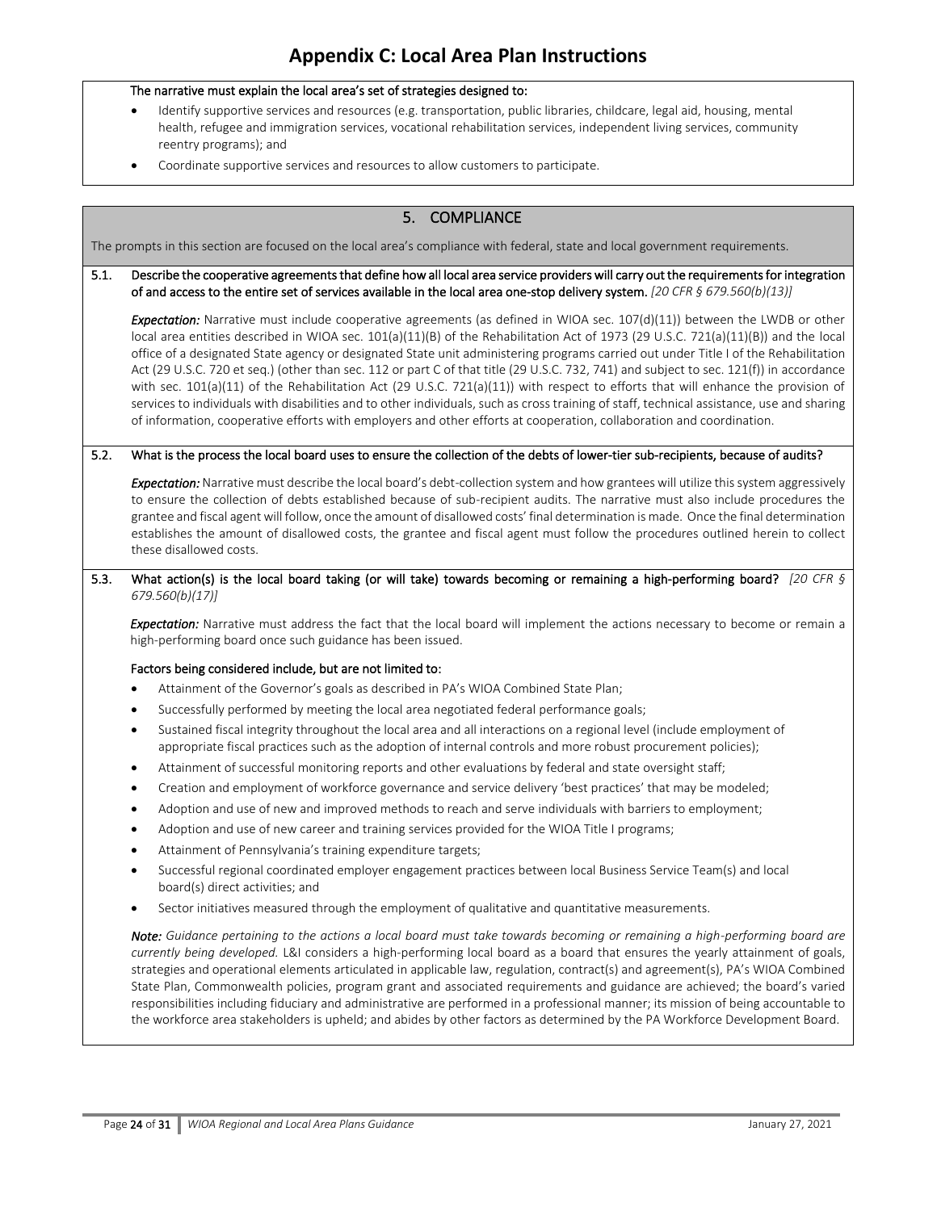# Appendix C: Local Area Plan Instructions

**The narrative must explain the local area's set of strategies designed to:**

- Identify supportive services and resources (e.g. transportation, public libraries, childcare, legal aid, housing, mental health, refugee and immigration services, vocational rehabilitation services, independent living services, community reentry programs); and
- Coordinate supportive services and resources to allow customers to participate.

## 5. COMPLIANCE

The prompts in this section are focused on the local area's compliance with federal, state and local government requirements.

**5.1. Describe the cooperative agreements that define how all local area service providers will carry out the requirements for integration of and access to the entire set of services available in the local area one-stop delivery system.** *[20 CFR § 679.560(b)(13)]*

***Expectation:*** Narrative must include cooperative agreements (as defined in WIOA sec. 107(d)(11)) between the LWDB or other local area entities described in WIOA sec. 101(a)(11)(B) of the Rehabilitation Act of 1973 (29 U.S.C. 721(a)(11)(B)) and the local office of a designated State agency or designated State unit administering programs carried out under Title I of the Rehabilitation Act (29 U.S.C. 720 et seq.) (other than sec. 112 or part C of that title (29 U.S.C. 732, 741) and subject to sec. 121(f)) in accordance with sec. 101(a)(11) of the Rehabilitation Act (29 U.S.C. 721(a)(11)) with respect to efforts that will enhance the provision of services to individuals with disabilities and to other individuals, such as cross training of staff, technical assistance, use and sharing of information, cooperative efforts with employers and other efforts at cooperation, collaboration and coordination.

**5.2. What is the process the local board uses to ensure the collection of the debts of lower-tier sub-recipients, because of audits?**

***Expectation:*** Narrative must describe the local board's debt-collection system and how grantees will utilize this system aggressively to ensure the collection of debts established because of sub-recipient audits. The narrative must also include procedures the grantee and fiscal agent will follow, once the amount of disallowed costs' final determination is made. Once the final determination establishes the amount of disallowed costs, the grantee and fiscal agent must follow the procedures outlined herein to collect these disallowed costs.

**5.3. What action(s) is the local board taking (or will take) towards becoming or remaining a high-performing board?** *[20 CFR § 679.560(b)(17)]*

***Expectation:*** Narrative must address the fact that the local board will implement the actions necessary to become or remain a high-performing board once such guidance has been issued.

**Factors being considered include, but are not limited to:**

- Attainment of the Governor's goals as described in PA's WIOA Combined State Plan;
- Successfully performed by meeting the local area negotiated federal performance goals;
- Sustained fiscal integrity throughout the local area and all interactions on a regional level (include employment of appropriate fiscal practices such as the adoption of internal controls and more robust procurement policies);
- Attainment of successful monitoring reports and other evaluations by federal and state oversight staff;
- Creation and employment of workforce governance and service delivery 'best practices' that may be modeled;
- Adoption and use of new and improved methods to reach and serve individuals with barriers to employment;
- Adoption and use of new career and training services provided for the WIOA Title I programs;
- Attainment of Pennsylvania's training expenditure targets;
- Successful regional coordinated employer engagement practices between local Business Service Team(s) and local board(s) direct activities; and
- Sector initiatives measured through the employment of qualitative and quantitative measurements.

***Note:*** *Guidance pertaining to the actions a local board must take towards becoming or remaining a high-performing board are currently being developed.* L&I considers a high-performing local board as a board that ensures the yearly attainment of goals, strategies and operational elements articulated in applicable law, regulation, contract(s) and agreement(s), PA's WIOA Combined State Plan, Commonwealth policies, program grant and associated requirements and guidance are achieved; the board's varied responsibilities including fiduciary and administrative are performed in a professional manner; its mission of being accountable to the workforce area stakeholders is upheld; and abides by other factors as determined by the PA Workforce Development Board.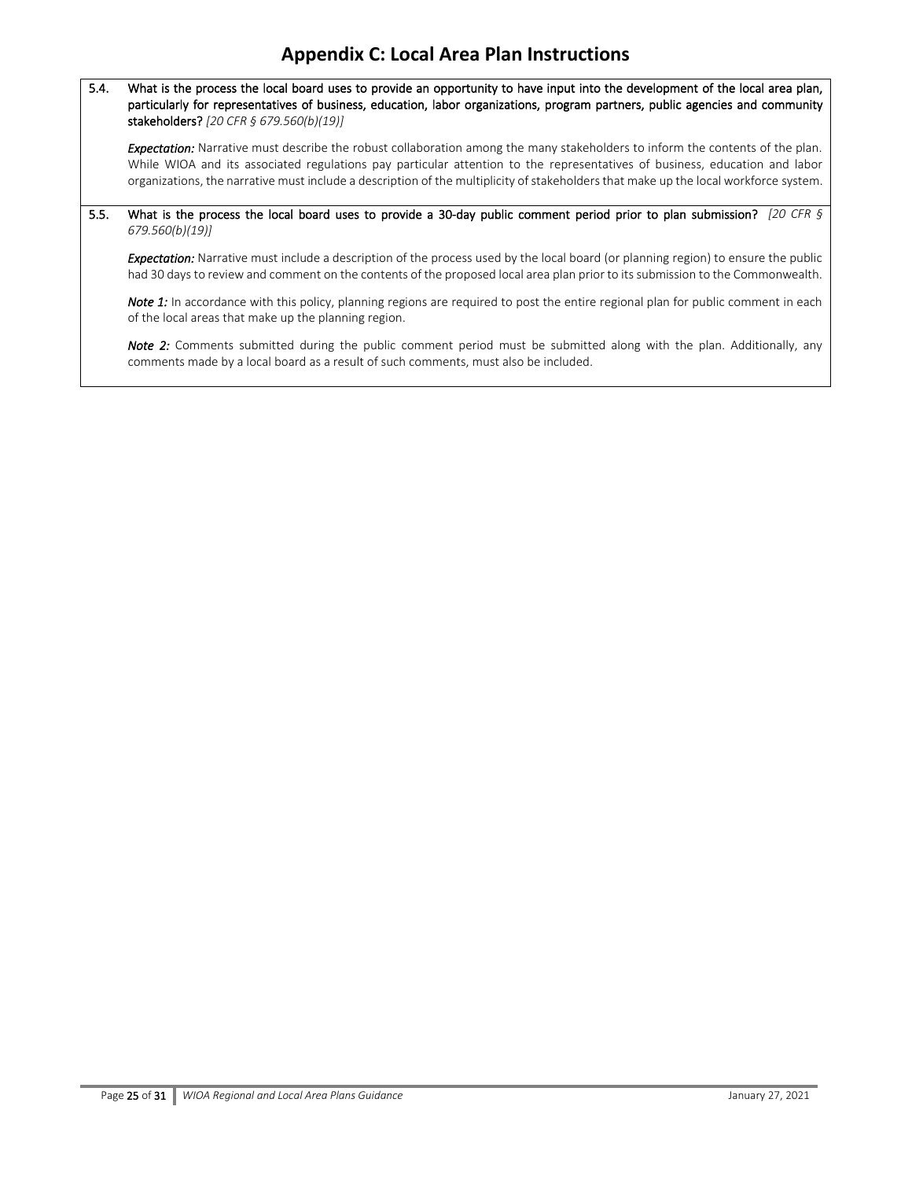# Appendix C: Local Area Plan Instructions

5.4. **What is the process the local board uses to provide an opportunity to have input into the development of the local area plan, particularly for representatives of business, education, labor organizations, program partners, public agencies and community stakeholders?** *[20 CFR § 679.560(b)(19)]*

***Expectation:*** Narrative must describe the robust collaboration among the many stakeholders to inform the contents of the plan. While WIOA and its associated regulations pay particular attention to the representatives of business, education and labor organizations, the narrative must include a description of the multiplicity of stakeholders that make up the local workforce system.

5.5. **What is the process the local board uses to provide a 30-day public comment period prior to plan submission?** *[20 CFR § 679.560(b)(19)]*

***Expectation:*** Narrative must include a description of the process used by the local board (or planning region) to ensure the public had 30 days to review and comment on the contents of the proposed local area plan prior to its submission to the Commonwealth.

***Note 1:*** In accordance with this policy, planning regions are required to post the entire regional plan for public comment in each of the local areas that make up the planning region.

***Note 2:*** Comments submitted during the public comment period must be submitted along with the plan. Additionally, any comments made by a local board as a result of such comments, must also be included.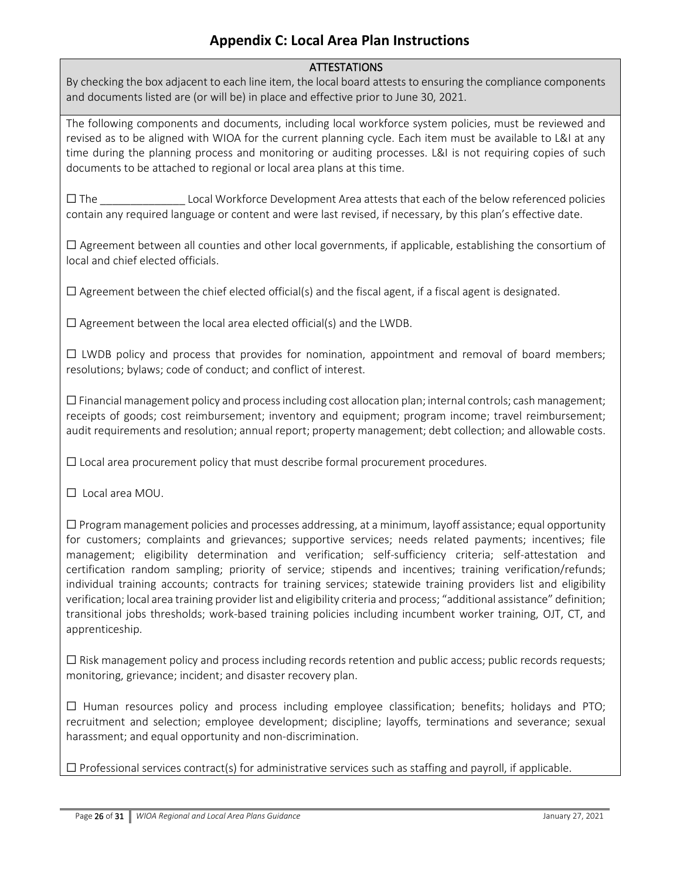# Appendix C: Local Area Plan Instructions

**ATTESTATIONS**

By checking the box adjacent to each line item, the local board attests to ensuring the compliance components and documents listed are (or will be) in place and effective prior to June 30, 2021.

The following components and documents, including local workforce system policies, must be reviewed and revised as to be aligned with WIOA for the current planning cycle. Each item must be available to L&I at any time during the planning process and monitoring or auditing processes. L&I is not requiring copies of such documents to be attached to regional or local area plans at this time.

☐ The ______________ Local Workforce Development Area attests that each of the below referenced policies contain any required language or content and were last revised, if necessary, by this plan's effective date.

☐ Agreement between all counties and other local governments, if applicable, establishing the consortium of local and chief elected officials.

☐ Agreement between the chief elected official(s) and the fiscal agent, if a fiscal agent is designated.

☐ Agreement between the local area elected official(s) and the LWDB.

☐ LWDB policy and process that provides for nomination, appointment and removal of board members; resolutions; bylaws; code of conduct; and conflict of interest.

☐ Financial management policy and process including cost allocation plan; internal controls; cash management; receipts of goods; cost reimbursement; inventory and equipment; program income; travel reimbursement; audit requirements and resolution; annual report; property management; debt collection; and allowable costs.

☐ Local area procurement policy that must describe formal procurement procedures.

☐ Local area MOU.

☐ Program management policies and processes addressing, at a minimum, layoff assistance; equal opportunity for customers; complaints and grievances; supportive services; needs related payments; incentives; file management; eligibility determination and verification; self-sufficiency criteria; self-attestation and certification random sampling; priority of service; stipends and incentives; training verification/refunds; individual training accounts; contracts for training services; statewide training providers list and eligibility verification; local area training provider list and eligibility criteria and process; "additional assistance" definition; transitional jobs thresholds; work-based training policies including incumbent worker training, OJT, CT, and apprenticeship.

☐ Risk management policy and process including records retention and public access; public records requests; monitoring, grievance; incident; and disaster recovery plan.

☐ Human resources policy and process including employee classification; benefits; holidays and PTO; recruitment and selection; employee development; discipline; layoffs, terminations and severance; sexual harassment; and equal opportunity and non-discrimination.

☐ Professional services contract(s) for administrative services such as staffing and payroll, if applicable.